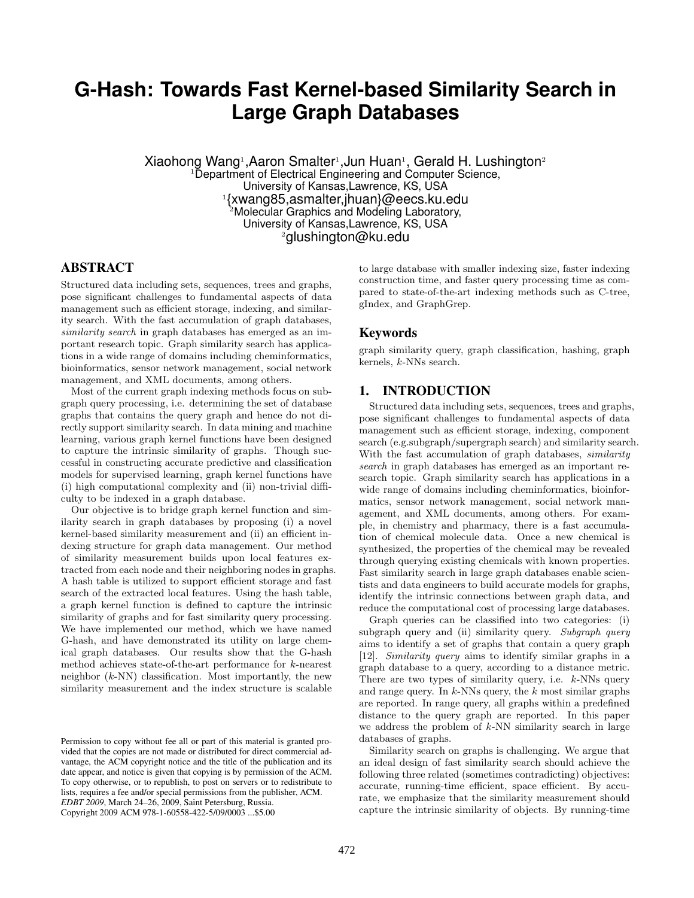# G-Hash: Towards Fast Kernel-based Similarity Search in Large Graph Databases

Xiaohong Wang[1],Aaron Smalter[1],Jun Huan[1], Gerald H. Lushington[2]

[1]Department of Electrical Engineering and Computer Science, University of Kansas,Lawrence, KS, USA

[1]{xwang85,asmalter,jhuan}@eecs.ku.edu

[2]Molecular Graphics and Modeling Laboratory, University of Kansas,Lawrence, KS, USA

[2]glushington@ku.edu

## ABSTRACT

Structured data including sets, sequences, trees and graphs, pose significant challenges to fundamental aspects of data management such as efficient storage, indexing, and similarity search. With the fast accumulation of graph databases, *similarity search* in graph databases has emerged as an important research topic. Graph similarity search has applications in a wide range of domains including cheminformatics, bioinformatics, sensor network management, social network management, and XML documents, among others.

Most of the current graph indexing methods focus on subgraph query processing, i.e. determining the set of database graphs that contains the query graph and hence do not directly support similarity search. In data mining and machine learning, various graph kernel functions have been designed to capture the intrinsic similarity of graphs. Though successful in constructing accurate predictive and classification models for supervised learning, graph kernel functions have (i) high computational complexity and (ii) non-trivial difficulty to be indexed in a graph database.

Our objective is to bridge graph kernel function and similarity search in graph databases by proposing (i) a novel kernel-based similarity measurement and (ii) an efficient indexing structure for graph data management. Our method of similarity measurement builds upon local features extracted from each node and their neighboring nodes in graphs. A hash table is utilized to support efficient storage and fast search of the extracted local features. Using the hash table, a graph kernel function is defined to capture the intrinsic similarity of graphs and for fast similarity query processing. We have implemented our method, which we have named G-hash, and have demonstrated its utility on large chemical graph databases. Our results show that the G-hash method achieves state-of-the-art performance for $k$-nearest neighbor ($k$-NN) classification. Most importantly, the new similarity measurement and the index structure is scalable to large database with smaller indexing size, faster indexing construction time, and faster query processing time as compared to state-of-the-art indexing methods such as C-tree, gIndex, and GraphGrep.

Permission to copy without fee all or part of this material is granted provided that the copies are not made or distributed for direct commercial advantage, the ACM copyright notice and the title of the publication and its date appear, and notice is given that copying is by permission of the ACM. To copy otherwise, or to republish, to post on servers or to redistribute to lists, requires a fee and/or special permissions from the publisher, ACM. *EDBT 2009*, March 24–26, 2009, Saint Petersburg, Russia. Copyright 2009 ACM 978-1-60558-422-5/09/0003 ...$5.00

## Keywords

graph similarity query, graph classification, hashing, graph kernels, $k$-NNs search.

## 1. INTRODUCTION

Structured data including sets, sequences, trees and graphs, pose significant challenges to fundamental aspects of data management such as efficient storage, indexing, component search (e.g.subgraph/supergraph search) and similarity search. With the fast accumulation of graph databases, *similarity search* in graph databases has emerged as an important research topic. Graph similarity search has applications in a wide range of domains including cheminformatics, bioinformatics, sensor network management, social network management, and XML documents, among others. For example, in chemistry and pharmacy, there is a fast accumulation of chemical molecule data. Once a new chemical is synthesized, the properties of the chemical may be revealed through querying existing chemicals with known properties. Fast similarity search in large graph databases enable scientists and data engineers to build accurate models for graphs, identify the intrinsic connections between graph data, and reduce the computational cost of processing large databases.

Graph queries can be classified into two categories: (i) subgraph query and (ii) similarity query. *Subgraph query* aims to identify a set of graphs that contain a query graph [12]. *Similarity query* aims to identify similar graphs in a graph database to a query, according to a distance metric. There are two types of similarity query, i.e. $k$-NNs query and range query. In $k$-NNs query, the $k$ most similar graphs are reported. In range query, all graphs within a predefined distance to the query graph are reported. In this paper we address the problem of $k$-NN similarity search in large databases of graphs.

Similarity search on graphs is challenging. We argue that an ideal design of fast similarity search should achieve the following three related (sometimes contradicting) objectives: accurate, running-time efficient, space efficient. By accurate, we emphasize that the similarity measurement should capture the intrinsic similarity of objects. By running-time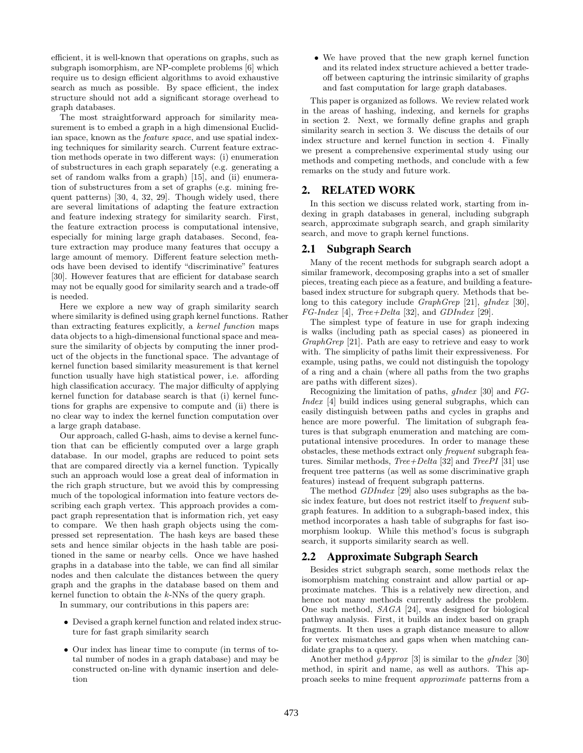efficient, it is well-known that operations on graphs, such as subgraph isomorphism, are NP-complete problems [6] which require us to design efficient algorithms to avoid exhaustive search as much as possible. By space efficient, the index structure should not add a significant storage overhead to graph databases.

The most straightforward approach for similarity measurement is to embed a graph in a high dimensional Euclidian space, known as the *feature space*, and use spatial indexing techniques for similarity search. Current feature extraction methods operate in two different ways: (i) enumeration of substructures in each graph separately (e.g. generating a set of random walks from a graph) [15], and (ii) enumeration of substructures from a set of graphs (e.g. mining frequent patterns) [30, 4, 32, 29]. Though widely used, there are several limitations of adapting the feature extraction and feature indexing strategy for similarity search. First, the feature extraction process is computational intensive, especially for mining large graph databases. Second, feature extraction may produce many features that occupy a large amount of memory. Different feature selection methods have been devised to identify "discriminative" features [30]. However features that are efficient for database search may not be equally good for similarity search and a trade-off is needed.

Here we explore a new way of graph similarity search where similarity is defined using graph kernel functions. Rather than extracting features explicitly, a *kernel function* maps data objects to a high-dimensional functional space and measure the similarity of objects by computing the inner product of the objects in the functional space. The advantage of kernel function based similarity measurement is that kernel function usually have high statistical power, i.e. affording high classification accuracy. The major difficulty of applying kernel function for database search is that (i) kernel functions for graphs are expensive to compute and (ii) there is no clear way to index the kernel function computation over a large graph database.

Our approach, called G-hash, aims to devise a kernel function that can be efficiently computed over a large graph database. In our model, graphs are reduced to point sets that are compared directly via a kernel function. Typically such an approach would lose a great deal of information in the rich graph structure, but we avoid this by compressing much of the topological information into feature vectors describing each graph vertex. This approach provides a compact graph representation that is information rich, yet easy to compare. We then hash graph objects using the compressed set representation. The hash keys are based these sets and hence similar objects in the hash table are positioned in the same or nearby cells. Once we have hashed graphs in a database into the table, we can find all similar nodes and then calculate the distances between the query graph and the graphs in the database based on them and kernel function to obtain the $k$-NNs of the query graph.

In summary, our contributions in this papers are:

- Devised a graph kernel function and related index structure for fast graph similarity search
- Our index has linear time to compute (in terms of total number of nodes in a graph database) and may be constructed on-line with dynamic insertion and deletion
- We have proved that the new graph kernel function and its related index structure achieved a better trade-off between capturing the intrinsic similarity of graphs and fast computation for large graph databases.

This paper is organized as follows. We review related work in the areas of hashing, indexing, and kernels for graphs in section 2. Next, we formally define graphs and graph similarity search in section 3. We discuss the details of our index structure and kernel function in section 4. Finally we present a comprehensive experimental study using our methods and competing methods, and conclude with a few remarks on the study and future work.

## 2. RELATED WORK

In this section we discuss related work, starting from indexing in graph databases in general, including subgraph search, approximate subgraph search, and graph similarity search, and move to graph kernel functions.

### 2.1 Subgraph Search

Many of the recent methods for subgraph search adopt a similar framework, decomposing graphs into a set of smaller pieces, treating each piece as a feature, and building a feature-based index structure for subgraph query. Methods that belong to this category include *GraphGrep* [21], *gIndex* [30], *FG-Index* [4], *Tree+Delta* [32], and *GDIndex* [29].

The simplest type of feature in use for graph indexing is walks (including path as special cases) as pioneered in *GraphGrep* [21]. Path are easy to retrieve and easy to work with. The simplicity of paths limit their expressiveness. For example, using paths, we could not distinguish the topology of a ring and a chain (where all paths from the two graphs are paths with different sizes).

Recognizing the limitation of paths, *gIndex* [30] and *FG-Index* [4] build indices using general subgraphs, which can easily distinguish between paths and cycles in graphs and hence are more powerful. The limitation of subgraph features is that subgraph enumeration and matching are computational intensive procedures. In order to manage these obstacles, these methods extract only *frequent* subgraph features. Similar methods, *Tree+Delta* [32] and *TreePI* [31] use frequent tree patterns (as well as some discriminative graph features) instead of frequent subgraph patterns.

The method *GDIndex* [29] also uses subgraphs as the basic index feature, but does not restrict itself to *frequent* subgraph features. In addition to a subgraph-based index, this method incorporates a hash table of subgraphs for fast isomorphism lookup. While this method's focus is subgraph search, it supports similarity search as well.

### 2.2 Approximate Subgraph Search

Besides strict subgraph search, some methods relax the isomorphism matching constraint and allow partial or approximate matches. This is a relatively new direction, and hence not many methods currently address the problem. One such method, *SAGA* [24], was designed for biological pathway analysis. First, it builds an index based on graph fragments. It then uses a graph distance measure to allow for vertex mismatches and gaps when when matching candidate graphs to a query.

Another method *gApprox* [3] is similar to the *gIndex* [30] method, in spirit and name, as well as authors. This approach seeks to mine frequent *approximate* patterns from a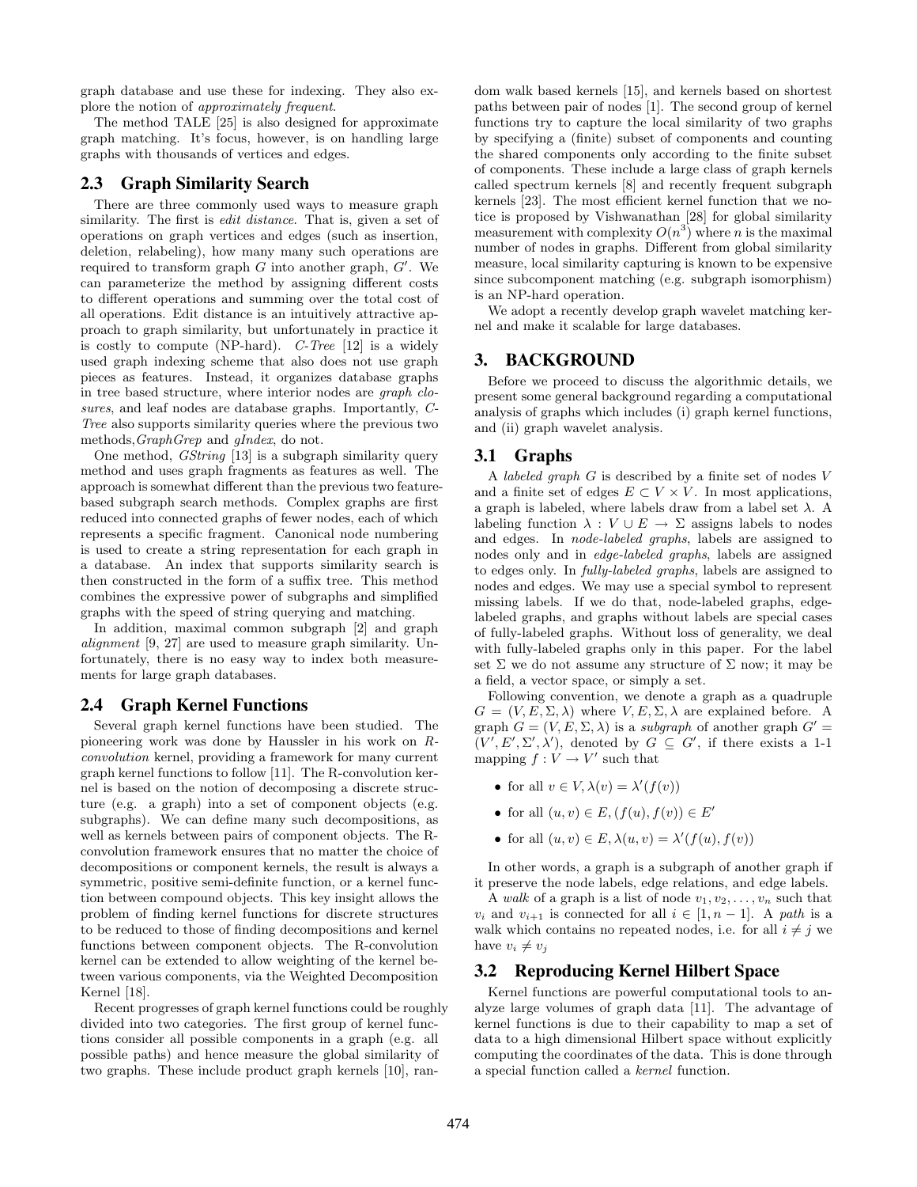graph database and use these for indexing. They also explore the notion of *approximately frequent*.

The method TALE [25] is also designed for approximate graph matching. It's focus, however, is on handling large graphs with thousands of vertices and edges.

## 2.3 Graph Similarity Search

There are three commonly used ways to measure graph similarity. The first is *edit distance*. That is, given a set of operations on graph vertices and edges (such as insertion, deletion, relabeling), how many many such operations are required to transform graph $G$ into another graph, $G'$. We can parameterize the method by assigning different costs to different operations and summing over the total cost of all operations. Edit distance is an intuitively attractive approach to graph similarity, but unfortunately in practice it is costly to compute (NP-hard). *C-Tree* [12] is a widely used graph indexing scheme that also does not use graph pieces as features. Instead, it organizes database graphs in tree based structure, where interior nodes are *graph closures*, and leaf nodes are database graphs. Importantly, *C-Tree* also supports similarity queries where the previous two methods,*GraphGrep* and *gIndex*, do not.

One method, *GString* [13] is a subgraph similarity query method and uses graph fragments as features as well. The approach is somewhat different than the previous two feature-based subgraph search methods. Complex graphs are first reduced into connected graphs of fewer nodes, each of which represents a specific fragment. Canonical node numbering is used to create a string representation for each graph in a database. An index that supports similarity search is then constructed in the form of a suffix tree. This method combines the expressive power of subgraphs and simplified graphs with the speed of string querying and matching.

In addition, maximal common subgraph [2] and graph *alignment* [9, 27] are used to measure graph similarity. Unfortunately, there is no easy way to index both measurements for large graph databases.

## 2.4 Graph Kernel Functions

Several graph kernel functions have been studied. The pioneering work was done by Haussler in his work on *R-convolution* kernel, providing a framework for many current graph kernel functions to follow [11]. The R-convolution kernel is based on the notion of decomposing a discrete structure (e.g. a graph) into a set of component objects (e.g. subgraphs). We can define many such decompositions, as well as kernels between pairs of component objects. The R-convolution framework ensures that no matter the choice of decompositions or component kernels, the result is always a symmetric, positive semi-definite function, or a kernel function between compound objects. This key insight allows the problem of finding kernel functions for discrete structures to be reduced to those of finding decompositions and kernel functions between component objects. The R-convolution kernel can be extended to allow weighting of the kernel between various components, via the Weighted Decomposition Kernel [18].

Recent progresses of graph kernel functions could be roughly divided into two categories. The first group of kernel functions consider all possible components in a graph (e.g. all possible paths) and hence measure the global similarity of two graphs. These include product graph kernels [10], random walk based kernels [15], and kernels based on shortest paths between pair of nodes [1]. The second group of kernel functions try to capture the local similarity of two graphs by specifying a (finite) subset of components and counting the shared components only according to the finite subset of components. These include a large class of graph kernels called spectrum kernels [8] and recently frequent subgraph kernels [23]. The most efficient kernel function that we notice is proposed by Vishwanathan [28] for global similarity measurement with complexity $O(n^3)$ where $n$ is the maximal number of nodes in graphs. Different from global similarity measure, local similarity capturing is known to be expensive since subcomponent matching (e.g. subgraph isomorphism) is an NP-hard operation.

We adopt a recently develop graph wavelet matching kernel and make it scalable for large databases.

# 3. BACKGROUND

Before we proceed to discuss the algorithmic details, we present some general background regarding a computational analysis of graphs which includes (i) graph kernel functions, and (ii) graph wavelet analysis.

## 3.1 Graphs

A *labeled graph* $G$ is described by a finite set of nodes $V$ and a finite set of edges $E \subset V \times V$. In most applications, a graph is labeled, where labels draw from a label set $\lambda$. A labeling function $\lambda : V \cup E \rightarrow \Sigma$ assigns labels to nodes and edges. In *node-labeled graphs*, labels are assigned to nodes only and in *edge-labeled graphs*, labels are assigned to edges only. In *fully-labeled graphs*, labels are assigned to nodes and edges. We may use a special symbol to represent missing labels. If we do that, node-labeled graphs, edge-labeled graphs, and graphs without labels are special cases of fully-labeled graphs. Without loss of generality, we deal with fully-labeled graphs only in this paper. For the label set $\Sigma$ we do not assume any structure of $\Sigma$ now; it may be a field, a vector space, or simply a set.

Following convention, we denote a graph as a quadruple $G = (V, E, \Sigma, \lambda)$ where $V, E, \Sigma, \lambda$ are explained before. A graph $G = (V, E, \Sigma, \lambda)$ is a *subgraph* of another graph $G' = (V', E', \Sigma', \lambda')$, denoted by $G \subseteq G'$, if there exists a 1-1 mapping $f : V \rightarrow V'$ such that

- for all $v \in V, \lambda(v) = \lambda'(f(v))$
- for all $(u, v) \in E, (f(u), f(v)) \in E'$
- for all $(u, v) \in E, \lambda(u, v) = \lambda'(f(u), f(v))$

In other words, a graph is a subgraph of another graph if it preserve the node labels, edge relations, and edge labels.

A *walk* of a graph is a list of node $v_1, v_2, \ldots, v_n$ such that $v_i$ and $v_{i+1}$ is connected for all $i \in [1, n-1]$. A *path* is a walk which contains no repeated nodes, i.e. for all $i \neq j$ we have $v_i \neq v_j$

## 3.2 Reproducing Kernel Hilbert Space

Kernel functions are powerful computational tools to analyze large volumes of graph data [11]. The advantage of kernel functions is due to their capability to map a set of data to a high dimensional Hilbert space without explicitly computing the coordinates of the data. This is done through a special function called a *kernel* function.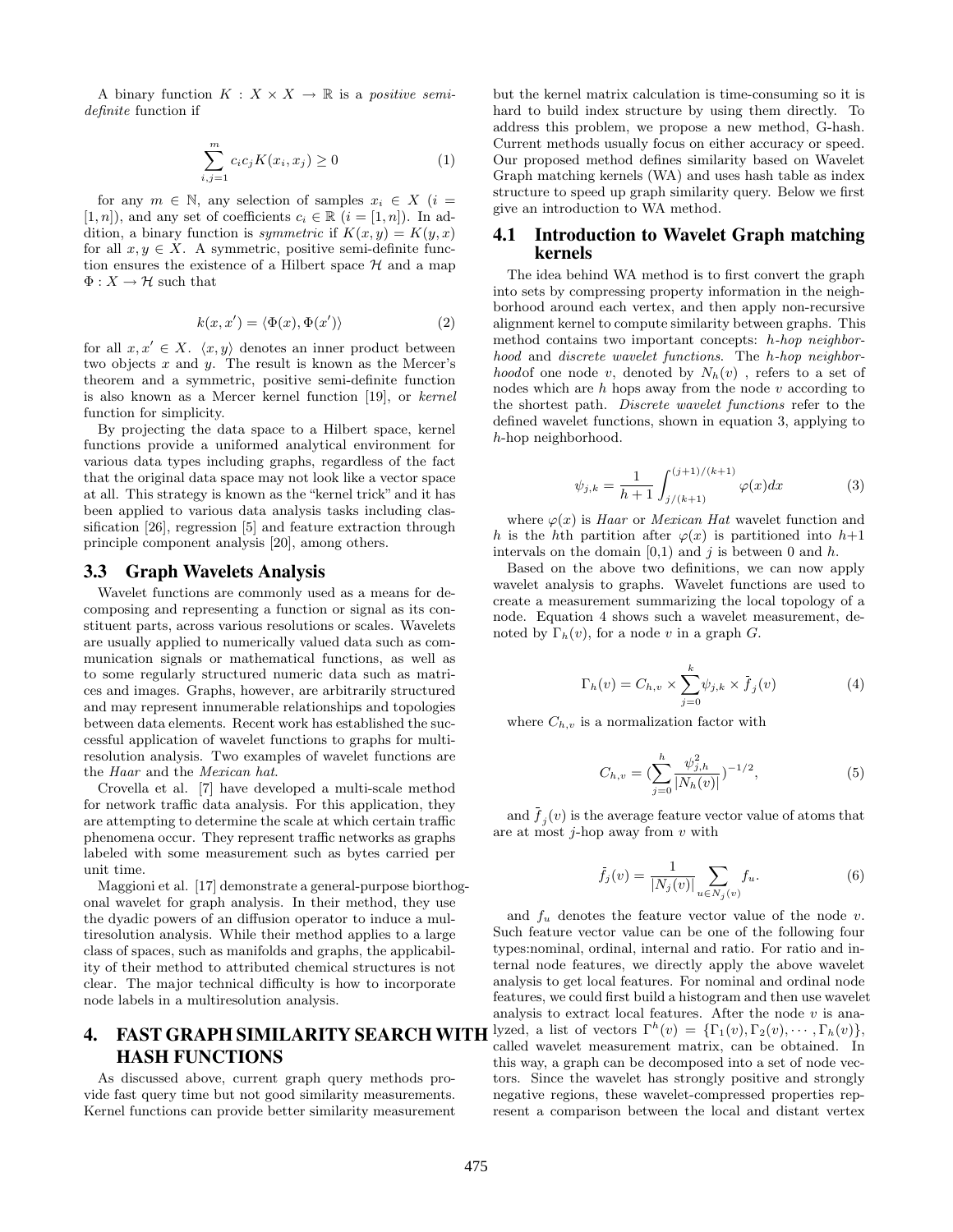A binary function $K : X \times X \to \mathbb{R}$ is a *positive semi-definite* function if

$$\sum_{i,j=1}^{m} c_i c_j K(x_i, x_j) \geq 0 \tag{1}$$

for any $m \in \mathbb{N}$, any selection of samples $x_i \in X$ ($i = [1, n]$), and any set of coefficients $c_i \in \mathbb{R}$ ($i = [1, n]$). In addition, a binary function is *symmetric* if $K(x, y) = K(y, x)$ for all $x, y \in X$. A symmetric, positive semi-definite function ensures the existence of a Hilbert space $\mathcal{H}$ and a map $\Phi : X \to \mathcal{H}$ such that

$$k(x, x') = \langle \Phi(x), \Phi(x') \rangle \tag{2}$$

for all $x, x' \in X$. $\langle x, y \rangle$ denotes an inner product between two objects $x$ and $y$. The result is known as the Mercer's theorem and a symmetric, positive semi-definite function is also known as a Mercer kernel function [19], or *kernel* function for simplicity.

By projecting the data space to a Hilbert space, kernel functions provide a uniformed analytical environment for various data types including graphs, regardless of the fact that the original data space may not look like a vector space at all. This strategy is known as the "kernel trick" and it has been applied to various data analysis tasks including classification [26], regression [5] and feature extraction through principle component analysis [20], among others.

## 3.3 Graph Wavelets Analysis

Wavelet functions are commonly used as a means for decomposing and representing a function or signal as its constituent parts, across various resolutions or scales. Wavelets are usually applied to numerically valued data such as communication signals or mathematical functions, as well as to some regularly structured numeric data such as matrices and images. Graphs, however, are arbitrarily structured and may represent innumerable relationships and topologies between data elements. Recent work has established the successful application of wavelet functions to graphs for multi-resolution analysis. Two examples of wavelet functions are the *Haar* and the *Mexican hat*.

Crovella et al. [7] have developed a multi-scale method for network traffic data analysis. For this application, they are attempting to determine the scale at which certain traffic phenomena occur. They represent traffic networks as graphs labeled with some measurement such as bytes carried per unit time.

Maggioni et al. [17] demonstrate a general-purpose biorthogonal wavelet for graph analysis. In their method, they use the dyadic powers of an diffusion operator to induce a multiresolution analysis. While their method applies to a large class of spaces, such as manifolds and graphs, the applicability of their method to attributed chemical structures is not clear. The major technical difficulty is how to incorporate node labels in a multiresolution analysis.

# 4. FAST GRAPH SIMILARITY SEARCH WITH HASH FUNCTIONS

As discussed above, current graph query methods provide fast query time but not good similarity measurements. Kernel functions can provide better similarity measurement but the kernel matrix calculation is time-consuming so it is hard to build index structure by using them directly. To address this problem, we propose a new method, G-hash. Current methods usually focus on either accuracy or speed. Our proposed method defines similarity based on Wavelet Graph matching kernels (WA) and uses hash table as index structure to speed up graph similarity query. Below we first give an introduction to WA method.

## 4.1 Introduction to Wavelet Graph matching kernels

The idea behind WA method is to first convert the graph into sets by compressing property information in the neighborhood around each vertex, and then apply non-recursive alignment kernel to compute similarity between graphs. This method contains two important concepts: *h-hop neighborhood* and *discrete wavelet functions*. The *h-hop neighborhood*of one node $v$, denoted by $N_h(v)$ , refers to a set of nodes which are $h$ hops away from the node $v$ according to the shortest path. *Discrete wavelet functions* refer to the defined wavelet functions, shown in equation 3, applying to $h$-hop neighborhood.

$$\psi_{j,k} = \frac{1}{h+1} \int_{j/(k+1)}^{(j+1)/(k+1)} \varphi(x) dx \tag{3}$$

where $\varphi(x)$ is *Haar* or *Mexican Hat* wavelet function and $h$ is the $h$th partition after $\varphi(x)$ is partitioned into $h+1$ intervals on the domain [0,1) and $j$ is between 0 and $h$.

Based on the above two definitions, we can now apply wavelet analysis to graphs. Wavelet functions are used to create a measurement summarizing the local topology of a node. Equation 4 shows such a wavelet measurement, denoted by $\Gamma_h(v)$, for a node $v$ in a graph $G$.

$$\Gamma_h(v) = C_{h,v} \times \sum_{j=0}^{k} \psi_{j,k} \times \bar{f}_j(v) \tag{4}$$

where $C_{h,v}$ is a normalization factor with

$$C_{h,v} = \left(\sum_{j=0}^{h} \frac{\psi_{j,h}^2}{|N_h(v)|}\right)^{-1/2}, \tag{5}$$

and $\bar{f}_j(v)$ is the average feature vector value of atoms that are at most $j$-hop away from $v$ with

$$\bar{f}_j(v) = \frac{1}{|N_j(v)|} \sum_{u \in N_j(v)} f_u. \tag{6}$$

and $f_u$ denotes the feature vector value of the node $v$. Such feature vector value can be one of the following four types:nominal, ordinal, internal and ratio. For ratio and internal node features, we directly apply the above wavelet analysis to get local features. For nominal and ordinal node features, we could first build a histogram and then use wavelet analysis to extract local features. After the node $v$ is analyzed, a list of vectors $\Gamma^h(v) = \{\Gamma_1(v), \Gamma_2(v), \cdots, \Gamma_h(v)\}$, called wavelet measurement matrix, can be obtained. In this way, a graph can be decomposed into a set of node vectors. Since the wavelet has strongly positive and strongly negative regions, these wavelet-compressed properties represent a comparison between the local and distant vertex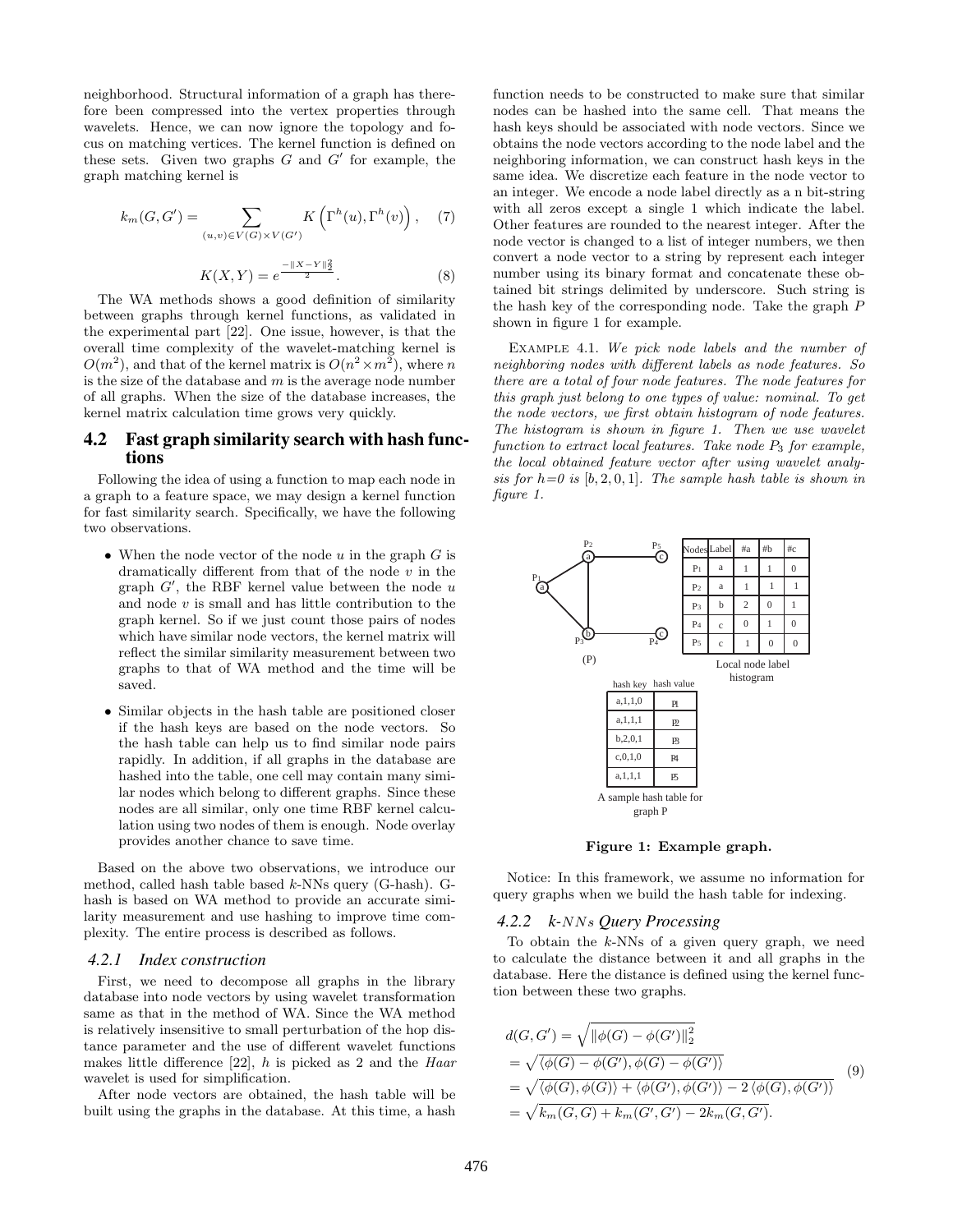neighborhood. Structural information of a graph has therefore been compressed into the vertex properties through wavelets. Hence, we can now ignore the topology and focus on matching vertices. The kernel function is defined on these sets. Given two graphs $G$ and $G'$ for example, the graph matching kernel is

$$k_m(G, G') = \sum_{(u,v)\in V(G)\times V(G')} K\left(\Gamma^h(u), \Gamma^h(v)\right), \quad (7)$$

$$K(X, Y) = e^{\frac{-\|X-Y\|_2^2}{2}}. \quad (8)$$

The WA methods shows a good definition of similarity between graphs through kernel functions, as validated in the experimental part [22]. One issue, however, is that the overall time complexity of the wavelet-matching kernel is $O(m^2)$, and that of the kernel matrix is $O(n^2 \times m^2)$, where $n$ is the size of the database and $m$ is the average node number of all graphs. When the size of the database increases, the kernel matrix calculation time grows very quickly.

## 4.2 Fast graph similarity search with hash functions

Following the idea of using a function to map each node in a graph to a feature space, we may design a kernel function for fast similarity search. Specifically, we have the following two observations.

- When the node vector of the node $u$ in the graph $G$ is dramatically different from that of the node $v$ in the graph $G'$, the RBF kernel value between the node $u$ and node $v$ is small and has little contribution to the graph kernel. So if we just count those pairs of nodes which have similar node vectors, the kernel matrix will reflect the similar similarity measurement between two graphs to that of WA method and the time will be saved.
- Similar objects in the hash table are positioned closer if the hash keys are based on the node vectors. So the hash table can help us to find similar node pairs rapidly. In addition, if all graphs in the database are hashed into the table, one cell may contain many similar nodes which belong to different graphs. Since these nodes are all similar, only one time RBF kernel calculation using two nodes of them is enough. Node overlay provides another chance to save time.

Based on the above two observations, we introduce our method, called hash table based $k$-NNs query (G-hash). G-hash is based on WA method to provide an accurate similarity measurement and use hashing to improve time complexity. The entire process is described as follows.

### 4.2.1 Index construction

First, we need to decompose all graphs in the library database into node vectors by using wavelet transformation same as that in the method of WA. Since the WA method is relatively insensitive to small perturbation of the hop distance parameter and the use of different wavelet functions makes little difference [22], $h$ is picked as 2 and the *Haar* wavelet is used for simplification.

After node vectors are obtained, the hash table will be built using the graphs in the database. At this time, a hash function needs to be constructed to make sure that similar nodes can be hashed into the same cell. That means the hash keys should be associated with node vectors. Since we obtains the node vectors according to the node label and the neighboring information, we can construct hash keys in the same idea. We discretize each feature in the node vector to an integer. We encode a node label directly as a n bit-string with all zeros except a single 1 which indicate the label. Other features are rounded to the nearest integer. After the node vector is changed to a list of integer numbers, we then convert a node vector to a string by represent each integer number using its binary format and concatenate these obtained bit strings delimited by underscore. Such string is the hash key of the corresponding node. Take the graph $P$ shown in figure 1 for example.

Example 4.1. *We pick node labels and the number of neighboring nodes with different labels as node features. So there are a total of four node features. The node features for this graph just belong to one types of value: nominal. To get the node vectors, we first obtain histogram of node features. The histogram is shown in figure 1. Then we use wavelet function to extract local features. Take node $P_3$ for example, the local obtained feature vector after using wavelet analysis for $h$=0 is $[b, 2, 0, 1]$. The sample hash table is shown in figure 1.*

P2 a, P5 c, P1 a, P3 b, P4 c

(P)

| Nodes | Label | #a | #b | #c |
|---|---|---|---|---|
| P1 | a | 1 | 1 | 0 |
| P2 | a | 1 | 1 | 1 |
| P3 | b | 2 | 0 | 1 |
| P4 | c | 0 | 1 | 0 |
| P5 | c | 1 | 0 | 0 |

Local node label histogram

| hash key | hash value |
|---|---|
| a,1,1,0 | P1 |
| a,1,1,1 | P2 |
| b,2,0,1 | P3 |
| c,0,1,0 | P4 |
| a,1,1,1 | P5 |

A sample hash table for graph P

**Figure 1: Example graph.**

Notice: In this framework, we assume no information for query graphs when we build the hash table for indexing.

### 4.2.2 $k$-$NNs$ Query Processing

To obtain the $k$-NNs of a given query graph, we need to calculate the distance between it and all graphs in the database. Here the distance is defined using the kernel function between these two graphs.

$$\begin{aligned}
d(G, G') &= \sqrt{\|\phi(G) - \phi(G')\|_2^2} \\
&= \sqrt{\langle \phi(G) - \phi(G'), \phi(G) - \phi(G') \rangle} \\
&= \sqrt{\langle \phi(G), \phi(G) \rangle + \langle \phi(G'), \phi(G') \rangle - 2\langle \phi(G), \phi(G') \rangle} \\
&= \sqrt{k_m(G, G) + k_m(G', G') - 2k_m(G, G')}.
\end{aligned} \quad (9)$$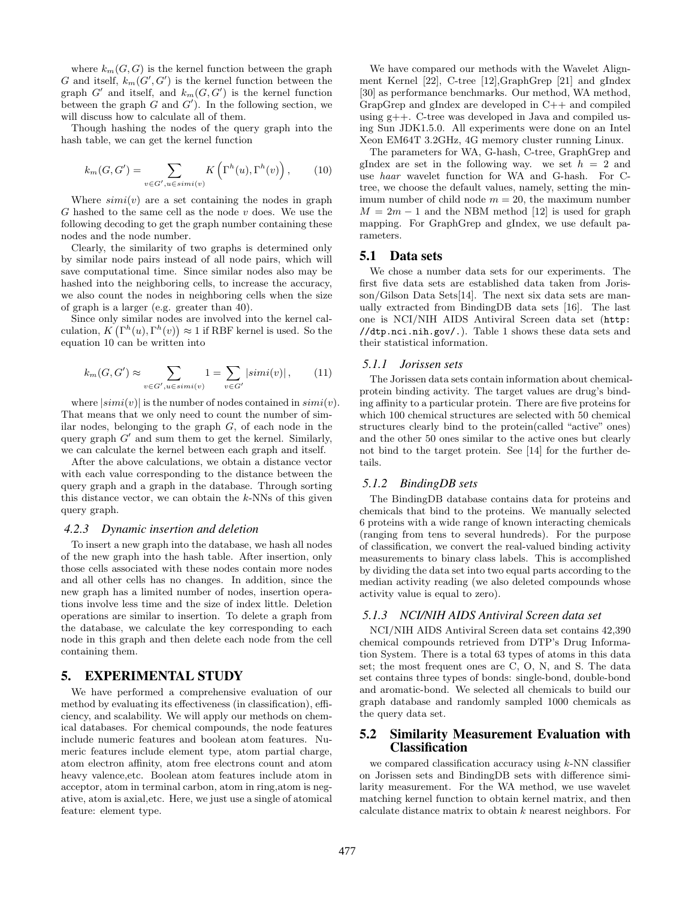where $k_m(G, G)$ is the kernel function between the graph $G$ and itself, $k_m(G', G')$ is the kernel function between the graph $G'$ and itself, and $k_m(G, G')$ is the kernel function between the graph $G$ and $G'$). In the following section, we will discuss how to calculate all of them.

Though hashing the nodes of the query graph into the hash table, we can get the kernel function

$$k_m(G, G') = \sum_{v \in G', u \in simi(v)} K\left(\Gamma^h(u), \Gamma^h(v)\right), \qquad (10)$$

Where $simi(v)$ are a set containing the nodes in graph $G$ hashed to the same cell as the node $v$ does. We use the following decoding to get the graph number containing these nodes and the node number.

Clearly, the similarity of two graphs is determined only by similar node pairs instead of all node pairs, which will save computational time. Since similar nodes also may be hashed into the neighboring cells, to increase the accuracy, we also count the nodes in neighboring cells when the size of graph is a larger (e.g. greater than 40).

Since only similar nodes are involved into the kernel calculation, $K\left(\Gamma^h(u), \Gamma^h(v)\right) \approx 1$ if RBF kernel is used. So the equation 10 can be written into

$$k_m(G, G') \approx \sum_{v \in G', u \in simi(v)} 1 = \sum_{v \in G'} |simi(v)|, \qquad (11)$$

where $|simi(v)|$ is the number of nodes contained in $simi(v)$. That means that we only need to count the number of similar nodes, belonging to the graph $G$, of each node in the query graph $G'$ and sum them to get the kernel. Similarly, we can calculate the kernel between each graph and itself.

After the above calculations, we obtain a distance vector with each value corresponding to the distance between the query graph and a graph in the database. Through sorting this distance vector, we can obtain the $k$-NNs of this given query graph.

#### 4.2.3 Dynamic insertion and deletion

To insert a new graph into the database, we hash all nodes of the new graph into the hash table. After insertion, only those cells associated with these nodes contain more nodes and all other cells has no changes. In addition, since the new graph has a limited number of nodes, insertion operations involve less time and the size of index little. Deletion operations are similar to insertion. To delete a graph from the database, we calculate the key corresponding to each node in this graph and then delete each node from the cell containing them.

## 5. EXPERIMENTAL STUDY

We have performed a comprehensive evaluation of our method by evaluating its effectiveness (in classification), efficiency, and scalability. We will apply our methods on chemical databases. For chemical compounds, the node features include numeric features and boolean atom features. Numeric features include element type, atom partial charge, atom electron affinity, atom free electrons count and atom heavy valence,etc. Boolean atom features include atom in acceptor, atom in terminal carbon, atom in ring,atom is negative, atom is axial,etc. Here, we just use a single of atomical feature: element type.

We have compared our methods with the Wavelet Alignment Kernel [22], C-tree [12],GraphGrep [21] and gIndex [30] as performance benchmarks. Our method, WA method, GrapGrep and gIndex are developed in C++ and compiled using g++. C-tree was developed in Java and compiled using Sun JDK1.5.0. All experiments were done on an Intel Xeon EM64T 3.2GHz, 4G memory cluster running Linux.

The parameters for WA, G-hash, C-tree, GraphGrep and gIndex are set in the following way. we set $h = 2$ and use *haar* wavelet function for WA and G-hash. For C-tree, we choose the default values, namely, setting the minimum number of child node $m = 20$, the maximum number $M = 2m - 1$ and the NBM method [12] is used for graph mapping. For GraphGrep and gIndex, we use default parameters.

### 5.1 Data sets

We chose a number data sets for our experiments. The first five data sets are established data taken from Jorisson/Gilson Data Sets[14]. The next six data sets are manually extracted from BindingDB data sets [16]. The last one is NCI/NIH AIDS Antiviral Screen data set (`http://dtp.nci.nih.gov/.`). Table 1 shows these data sets and their statistical information.

#### 5.1.1 Jorissen sets

The Jorissen data sets contain information about chemical-protein binding activity. The target values are drug's binding affinity to a particular protein. There are five proteins for which 100 chemical structures are selected with 50 chemical structures clearly bind to the protein(called "active" ones) and the other 50 ones similar to the active ones but clearly not bind to the target protein. See [14] for the further details.

#### 5.1.2 BindingDB sets

The BindingDB database contains data for proteins and chemicals that bind to the proteins. We manually selected 6 proteins with a wide range of known interacting chemicals (ranging from tens to several hundreds). For the purpose of classification, we convert the real-valued binding activity measurements to binary class labels. This is accomplished by dividing the data set into two equal parts according to the median activity reading (we also deleted compounds whose activity value is equal to zero).

#### 5.1.3 NCI/NIH AIDS Antiviral Screen data set

NCI/NIH AIDS Antiviral Screen data set contains 42,390 chemical compounds retrieved from DTP's Drug Information System. There is a total 63 types of atoms in this data set; the most frequent ones are C, O, N, and S. The data set contains three types of bonds: single-bond, double-bond and aromatic-bond. We selected all chemicals to build our graph database and randomly sampled 1000 chemicals as the query data set.

### 5.2 Similarity Measurement Evaluation with Classification

we compared classification accuracy using $k$-NN classifier on Jorissen sets and BindingDB sets with difference similarity measurement. For the WA method, we use wavelet matching kernel function to obtain kernel matrix, and then calculate distance matrix to obtain $k$ nearest neighbors. For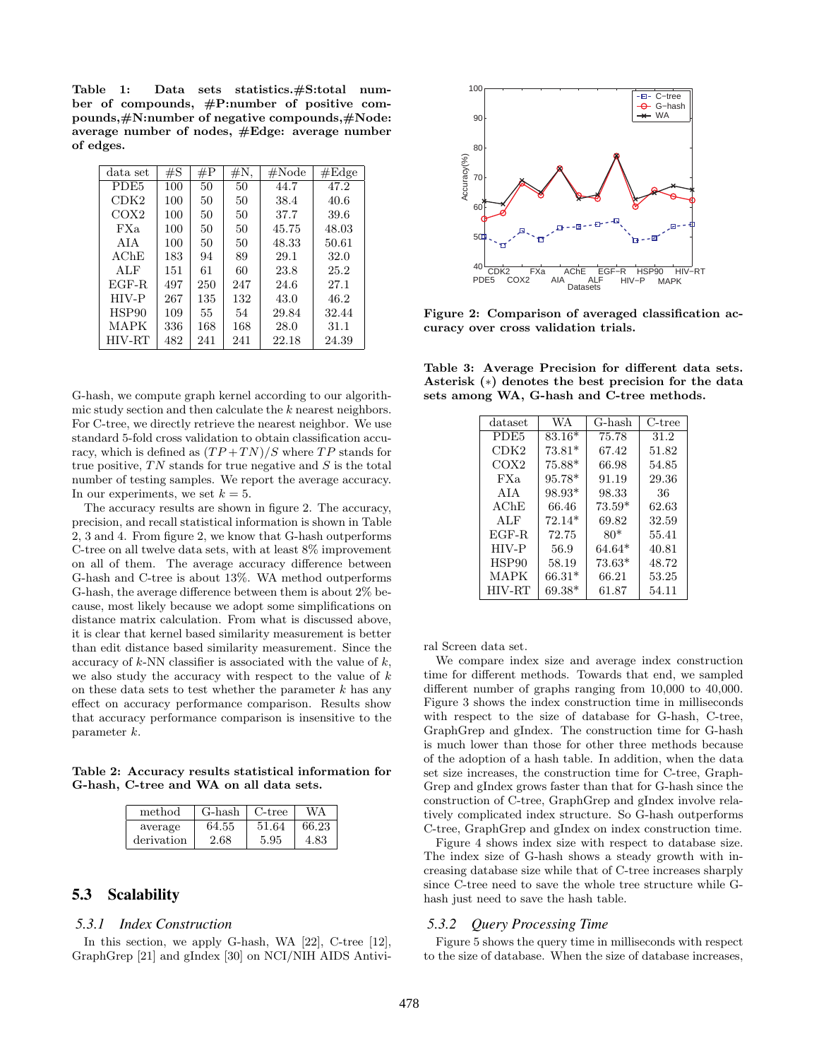**Table 1: Data sets statistics.#S:total number of compounds, #P:number of positive compounds,#N:number of negative compounds,#Node: average number of nodes, #Edge: average number of edges.**

| data set | #S | #P | #N, | #Node | #Edge |
|---|---|---|---|---|---|
| PDE5 | 100 | 50 | 50 | 44.7 | 47.2 |
| CDK2 | 100 | 50 | 50 | 38.4 | 40.6 |
| COX2 | 100 | 50 | 50 | 37.7 | 39.6 |
| FXa | 100 | 50 | 50 | 45.75 | 48.03 |
| AIA | 100 | 50 | 50 | 48.33 | 50.61 |
| AChE | 183 | 94 | 89 | 29.1 | 32.0 |
| ALF | 151 | 61 | 60 | 23.8 | 25.2 |
| EGF-R | 497 | 250 | 247 | 24.6 | 27.1 |
| HIV-P | 267 | 135 | 132 | 43.0 | 46.2 |
| HSP90 | 109 | 55 | 54 | 29.84 | 32.44 |
| MAPK | 336 | 168 | 168 | 28.0 | 31.1 |
| HIV-RT | 482 | 241 | 241 | 22.18 | 24.39 |

G-hash, we compute graph kernel according to our algorithmic study section and then calculate the $k$ nearest neighbors. For C-tree, we directly retrieve the nearest neighbor. We use standard 5-fold cross validation to obtain classification accuracy, which is defined as $(TP+TN)/S$ where $TP$ stands for true positive, $TN$ stands for true negative and $S$ is the total number of testing samples. We report the average accuracy. In our experiments, we set $k = 5$.

The accuracy results are shown in figure 2. The accuracy, precision, and recall statistical information is shown in Table 2, 3 and 4. From figure 2, we know that G-hash outperforms C-tree on all twelve data sets, with at least 8% improvement on all of them. The average accuracy difference between G-hash and C-tree is about 13%. WA method outperforms G-hash, the average difference between them is about 2% because, most likely because we adopt some simplifications on distance matrix calculation. From what is discussed above, it is clear that kernel based similarity measurement is better than edit distance based similarity measurement. Since the accuracy of $k$-NN classifier is associated with the value of $k$, we also study the accuracy with respect to the value of $k$ on these data sets to test whether the parameter $k$ has any effect on accuracy performance comparison. Results show that accuracy performance comparison is insensitive to the parameter $k$.

**Table 2: Accuracy results statistical information for G-hash, C-tree and WA on all data sets.**

| method | G-hash | C-tree | WA |
|---|---|---|---|
| average | 64.55 | 51.64 | 66.23 |
| derivation | 2.68 | 5.95 | 4.83 |

## 5.3 Scalability

### 5.3.1 *Index Construction*

In this section, we apply G-hash, WA [22], C-tree [12], GraphGrep [21] and gIndex [30] on NCI/NIH AIDS Antiviral Screen data set.

We compare index size and average index construction time for different methods. Towards that end, we sampled different number of graphs ranging from 10,000 to 40,000. Figure 3 shows the index construction time in milliseconds with respect to the size of database for G-hash, C-tree, GraphGrep and gIndex. The construction time for G-hash is much lower than those for other three methods because of the adoption of a hash table. In addition, when the data set size increases, the construction time for C-tree, GraphGrep and gIndex grows faster than that for G-hash since the construction of C-tree, GraphGrep and gIndex involve relatively complicated index structure. So G-hash outperforms C-tree, GraphGrep and gIndex on index construction time.

Figure 4 shows index size with respect to database size. The index size of G-hash shows a steady growth with increasing database size while that of C-tree increases sharply since C-tree need to save the whole tree structure while G-hash just need to save the hash table.

### 5.3.2 *Query Processing Time*

Figure 5 shows the query time in milliseconds with respect to the size of database. When the size of database increases,

100
90
80
70
60
50
40
Accuracy(%)
C−tree
G−hash
WA
PDE5 CDK2 COX2 FXa AIA AChE ALF EGF−R HIV−P HSP90 MAPK HIV−RT
Datasets

**Figure 2: Comparison of averaged classification accuracy over cross validation trials.**

**Table 3: Average Precision for different data sets. Asterisk (∗) denotes the best precision for the data sets among WA, G-hash and C-tree methods.**

| dataset | WA | G-hash | C-tree |
|---|---|---|---|
| PDE5 | 83.16* | 75.78 | 31.2 |
| CDK2 | 73.81* | 67.42 | 51.82 |
| COX2 | 75.88* | 66.98 | 54.85 |
| FXa | 95.78* | 91.19 | 29.36 |
| AIA | 98.93* | 98.33 | 36 |
| AChE | 66.46 | 73.59* | 62.63 |
| ALF | 72.14* | 69.82 | 32.59 |
| EGF-R | 72.75 | 80* | 55.41 |
| HIV-P | 56.9 | 64.64* | 40.81 |
| HSP90 | 58.19 | 73.63* | 48.72 |
| MAPK | 66.31* | 66.21 | 53.25 |
| HIV-RT | 69.38* | 61.87 | 54.11 |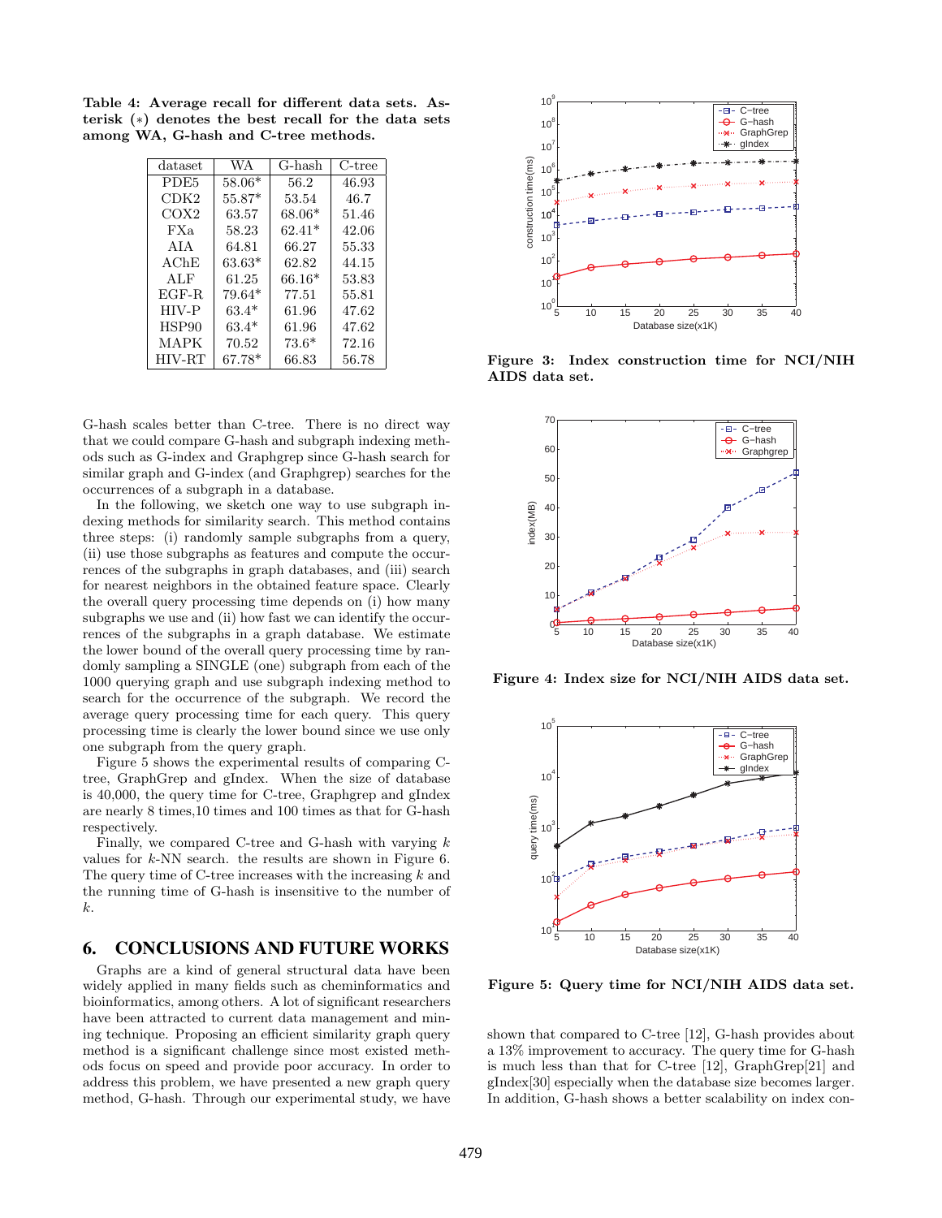**Table 4: Average recall for different data sets. Asterisk (∗) denotes the best recall for the data sets among WA, G-hash and C-tree methods.**

| dataset | WA | G-hash | C-tree |
|---|---|---|---|
| PDE5 | 58.06* | 56.2 | 46.93 |
| CDK2 | 55.87* | 53.54 | 46.7 |
| COX2 | 63.57 | 68.06* | 51.46 |
| FXa | 58.23 | 62.41* | 42.06 |
| AIA | 64.81 | 66.27 | 55.33 |
| AChE | 63.63* | 62.82 | 44.15 |
| ALF | 61.25 | 66.16* | 53.83 |
| EGF-R | 79.64* | 77.51 | 55.81 |
| HIV-P | 63.4* | 61.96 | 47.62 |
| HSP90 | 63.4* | 61.96 | 47.62 |
| MAPK | 70.52 | 73.6* | 72.16 |
| HIV-RT | 67.78* | 66.83 | 56.78 |

G-hash scales better than C-tree. There is no direct way that we could compare G-hash and subgraph indexing methods such as G-index and Graphgrep since G-hash search for similar graph and G-index (and Graphgrep) searches for the occurrences of a subgraph in a database.

In the following, we sketch one way to use subgraph indexing methods for similarity search. This method contains three steps: (i) randomly sample subgraphs from a query, (ii) use those subgraphs as features and compute the occurrences of the subgraphs in graph databases, and (iii) search for nearest neighbors in the obtained feature space. Clearly the overall query processing time depends on (i) how many subgraphs we use and (ii) how fast we can identify the occurrences of the subgraphs in a graph database. We estimate the lower bound of the overall query processing time by randomly sampling a SINGLE (one) subgraph from each of the 1000 querying graph and use subgraph indexing method to search for the occurrence of the subgraph. We record the average query processing time for each query. This query processing time is clearly the lower bound since we use only one subgraph from the query graph.

Figure 5 shows the experimental results of comparing C-tree, GraphGrep and gIndex. When the size of database is 40,000, the query time for C-tree, Graphgrep and gIndex are nearly 8 times,10 times and 100 times as that for G-hash respectively.

Finally, we compared C-tree and G-hash with varying $k$ values for $k$-NN search. the results are shown in Figure 6. The query time of C-tree increases with the increasing $k$ and the running time of G-hash is insensitive to the number of $k$.

## 6. CONCLUSIONS AND FUTURE WORKS

Graphs are a kind of general structural data have been widely applied in many fields such as cheminformatics and bioinformatics, among others. A lot of significant researchers have been attracted to current data management and mining technique. Proposing an efficient similarity graph query method is a significant challenge since most existed methods focus on speed and provide poor accuracy. In order to address this problem, we have presented a new graph query method, G-hash. Through our experimental study, we have shown that compared to C-tree [12], G-hash provides about a 13% improvement to accuracy. The query time for G-hash is much less than that for C-tree [12], GraphGrep[21] and gIndex[30] especially when the database size becomes larger. In addition, G-hash shows a better scalability on index con-

C−tree
G−hash
GraphGrep
gIndex
construction time(ms)
$10^0$ $10^1$ $10^2$ $10^3$ $10^4$ $10^5$ $10^6$ $10^7$ $10^8$ $10^9$
5 10 15 20 25 30 35 40
Database size(x1K)

**Figure 3: Index construction time for NCI/NIH AIDS data set.**

C−tree
G−hash
Graphgrep
index(MB)
0 10 20 30 40 50 60 70
5 10 15 20 25 30 35 40
Database size(x1K)

**Figure 4: Index size for NCI/NIH AIDS data set.**

C−tree
G−hash
GraphGrep
gIndex
query time(ms)
$10^1$ $10^2$ $10^3$ $10^4$ $10^5$
5 10 15 20 25 30 35 40
Database size(x1K)

**Figure 5: Query time for NCI/NIH AIDS data set.**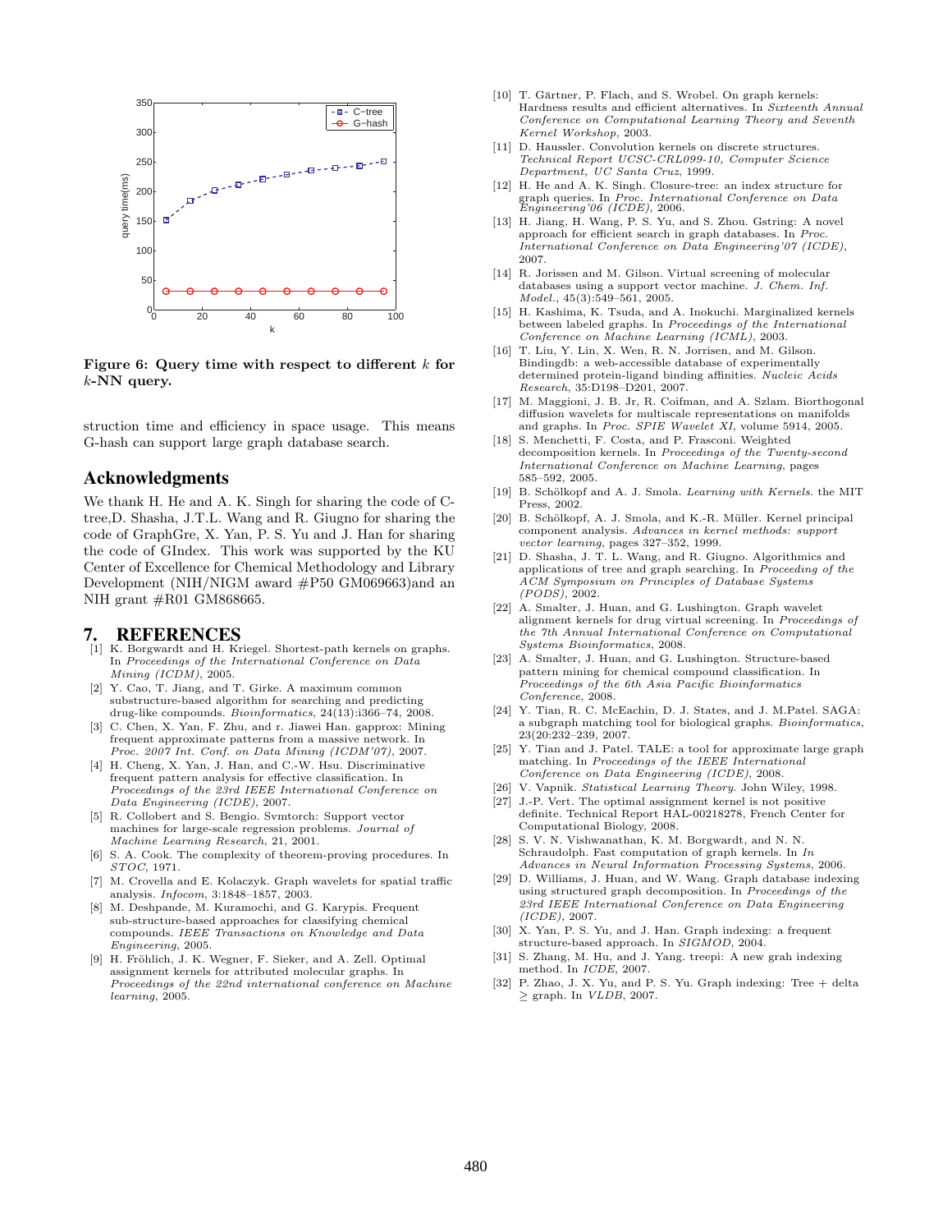350
300
250
200
150
100
50
0
query time(ms)
0
20
40
60
80
100
k
C−tree
G−hash

**Figure 6: Query time with respect to different $k$ for $k$-NN query.**

struction time and efficiency in space usage. This means G-hash can support large graph database search.

## Acknowledgments

We thank H. He and A. K. Singh for sharing the code of C-tree,D. Shasha, J.T.L. Wang and R. Giugno for sharing the code of GraphGre, X. Yan, P. S. Yu and J. Han for sharing the code of GIndex. This work was supported by the KU Center of Excellence for Chemical Methodology and Library Development (NIH/NIGM award #P50 GM069663)and an NIH grant #R01 GM868665.

## 7. REFERENCES

[1] K. Borgwardt and H. Kriegel. Shortest-path kernels on graphs. In *Proceedings of the International Conference on Data Mining (ICDM)*, 2005.

[2] Y. Cao, T. Jiang, and T. Girke. A maximum common substructure-based algorithm for searching and predicting drug-like compounds. *Bioinformatics*, 24(13):i366–74, 2008.

[3] C. Chen, X. Yan, F. Zhu, and r. Jiawei Han. gapprox: Mining frequent approximate patterns from a massive network. In *Proc. 2007 Int. Conf. on Data Mining (ICDM'07)*, 2007.

[4] H. Cheng, X. Yan, J. Han, and C.-W. Hsu. Discriminative frequent pattern analysis for effective classification. In *Proceedings of the 23rd IEEE International Conference on Data Engineering (ICDE)*, 2007.

[5] R. Collobert and S. Bengio. Svmtorch: Support vector machines for large-scale regression problems. *Journal of Machine Learning Research*, 21, 2001.

[6] S. A. Cook. The complexity of theorem-proving procedures. In *STOC*, 1971.

[7] M. Crovella and E. Kolaczyk. Graph wavelets for spatial traffic analysis. *Infocom*, 3:1848–1857, 2003.

[8] M. Deshpande, M. Kuramochi, and G. Karypis. Frequent sub-structure-based approaches for classifying chemical compounds. *IEEE Transactions on Knowledge and Data Engineering*, 2005.

[9] H. Fröhlich, J. K. Wegner, F. Sieker, and A. Zell. Optimal assignment kernels for attributed molecular graphs. In *Proceedings of the 22nd international conference on Machine learning*, 2005.

[10] T. Gärtner, P. Flach, and S. Wrobel. On graph kernels: Hardness results and efficient alternatives. In *Sixteenth Annual Conference on Computational Learning Theory and Seventh Kernel Workshop*, 2003.

[11] D. Haussler. Convolution kernels on discrete structures. *Technical Report UCSC-CRL099-10, Computer Science Department, UC Santa Cruz*, 1999.

[12] H. He and A. K. Singh. Closure-tree: an index structure for graph queries. In *Proc. International Conference on Data Engineering'06 (ICDE)*, 2006.

[13] H. Jiang, H. Wang, P. S. Yu, and S. Zhou. Gstring: A novel approach for efficient search in graph databases. In *Proc. International Conference on Data Engineering'07 (ICDE)*, 2007.

[14] R. Jorissen and M. Gilson. Virtual screening of molecular databases using a support vector machine. *J. Chem. Inf. Model.*, 45(3):549–561, 2005.

[15] H. Kashima, K. Tsuda, and A. Inokuchi. Marginalized kernels between labeled graphs. In *Proceedings of the International Conference on Machine Learning (ICML)*, 2003.

[16] T. Liu, Y. Lin, X. Wen, R. N. Jorrisen, and M. Gilson. Bindingdb: a web-accessible database of experimentally determined protein-ligand binding affinities. *Nucleic Acids Research*, 35:D198–D201, 2007.

[17] M. Maggioni, J. B. Jr, R. Coifman, and A. Szlam. Biorthogonal diffusion wavelets for multiscale representations on manifolds and graphs. In *Proc. SPIE Wavelet XI*, volume 5914, 2005.

[18] S. Menchetti, F. Costa, and P. Frasconi. Weighted decomposition kernels. In *Proceedings of the Twenty-second International Conference on Machine Learning*, pages 585–592, 2005.

[19] B. Schölkopf and A. J. Smola. *Learning with Kernels*. the MIT Press, 2002.

[20] B. Schölkopf, A. J. Smola, and K.-R. Müller. Kernel principal component analysis. *Advances in kernel methods: support vector learning*, pages 327–352, 1999.

[21] D. Shasha, J. T. L. Wang, and R. Giugno. Algorithmics and applications of tree and graph searching. In *Proceeding of the ACM Symposium on Principles of Database Systems (PODS)*, 2002.

[22] A. Smalter, J. Huan, and G. Lushington. Graph wavelet alignment kernels for drug virtual screening. In *Proceedings of the 7th Annual International Conference on Computational Systems Bioinformatics*, 2008.

[23] A. Smalter, J. Huan, and G. Lushington. Structure-based pattern mining for chemical compound classification. In *Proceedings of the 6th Asia Pacific Bioinformatics Conference*, 2008.

[24] Y. Tian, R. C. McEachin, D. J. States, and J. M.Patel. SAGA: a subgraph matching tool for biological graphs. *Bioinformatics*, 23(20:232–239, 2007.

[25] Y. Tian and J. Patel. TALE: a tool for approximate large graph matching. In *Proceedings of the IEEE International Conference on Data Engineering (ICDE)*, 2008.

[26] V. Vapnik. *Statistical Learning Theory*. John Wiley, 1998.

[27] J.-P. Vert. The optimal assignment kernel is not positive definite. Technical Report HAL-00218278, French Center for Computational Biology, 2008.

[28] S. V. N. Vishwanathan, K. M. Borgwardt, and N. N. Schraudolph. Fast computation of graph kernels. In *In Advances in Neural Information Processing Systems*, 2006.

[29] D. Williams, J. Huan, and W. Wang. Graph database indexing using structured graph decomposition. In *Proceedings of the 23rd IEEE International Conference on Data Engineering (ICDE)*, 2007.

[30] X. Yan, P. S. Yu, and J. Han. Graph indexing: a frequent structure-based approach. In *SIGMOD*, 2004.

[31] S. Zhang, M. Hu, and J. Yang. treepi: A new grah indexing method. In *ICDE*, 2007.

[32] P. Zhao, J. X. Yu, and P. S. Yu. Graph indexing: Tree + delta $\geq$ graph. In *VLDB*, 2007.